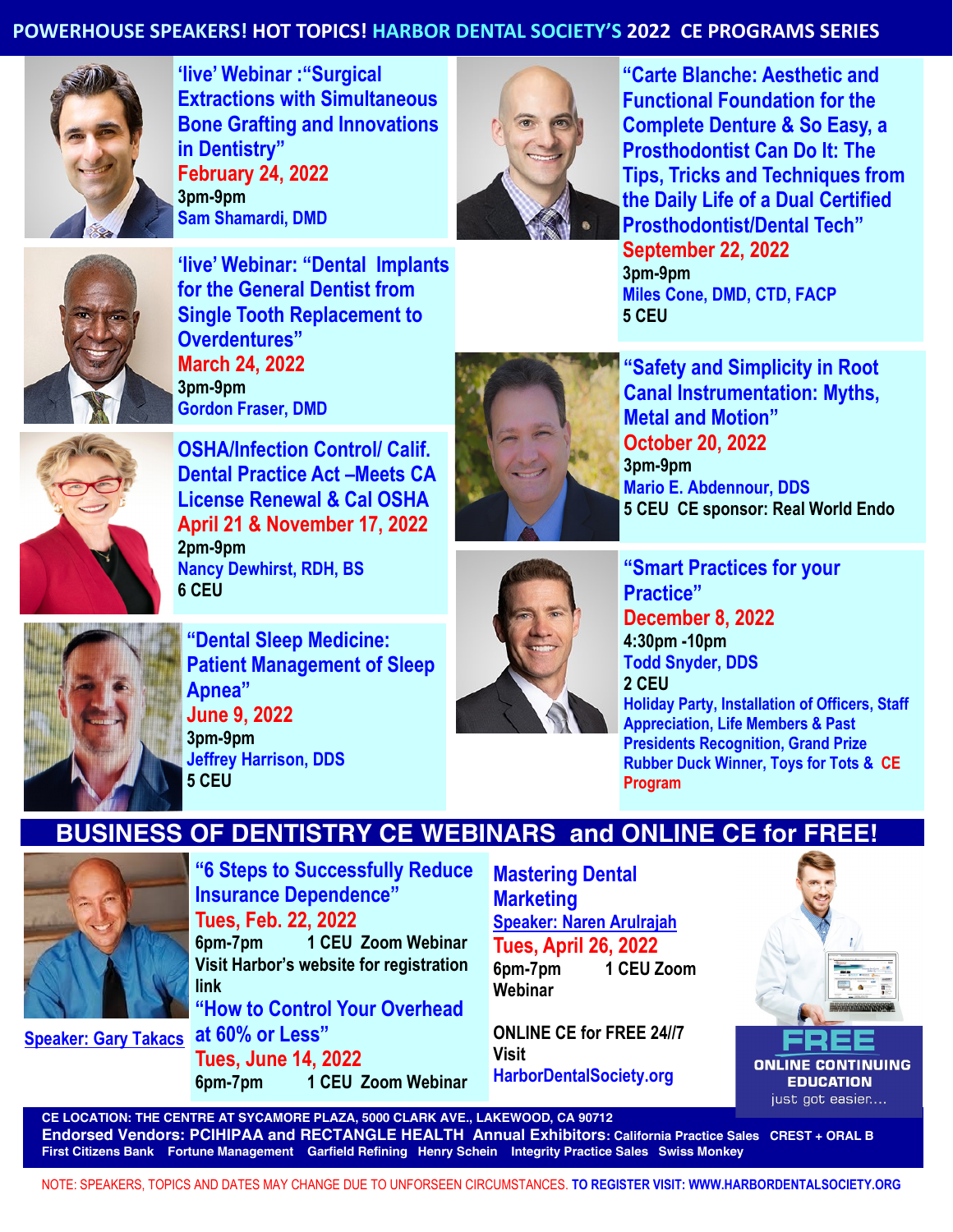# POWERHOUSE SPEAKERS! HOT TOPICS! HARBOR DENTAL SOCIETY'S 2022 CE PROGRAMS SERIES

**'live' Webinar :"Surgical Extractions with Simultaneous Bone Grafting and Innovations in Dentistry"**
**February 24, 2022**
3pm-9pm
Sam Shamardi, DMD

**'live' Webinar: "Dental Implants for the General Dentist from Single Tooth Replacement to Overdentures"**
**March 24, 2022**
3pm-9pm
Gordon Fraser, DMD

**OSHA/Infection Control/ Calif. Dental Practice Act –Meets CA License Renewal & Cal OSHA**
**April 21 & November 17, 2022**
2pm-9pm
Nancy Dewhirst, RDH, BS
6 CEU

**"Dental Sleep Medicine: Patient Management of Sleep Apnea"**
**June 9, 2022**
3pm-9pm
Jeffrey Harrison, DDS
5 CEU

**"Carte Blanche: Aesthetic and Functional Foundation for the Complete Denture & So Easy, a Prosthodontist Can Do It: The Tips, Tricks and Techniques from the Daily Life of a Dual Certified Prosthodontist/Dental Tech"**
**September 22, 2022**
3pm-9pm
Miles Cone, DMD, CTD, FACP
5 CEU

**"Safety and Simplicity in Root Canal Instrumentation: Myths, Metal and Motion"**
**October 20, 2022**
3pm-9pm
Mario E. Abdennour, DDS
5 CEU CE sponsor: Real World Endo

**"Smart Practices for your Practice"**
**December 8, 2022**
4:30pm -10pm
Todd Snyder, DDS
2 CEU
Holiday Party, Installation of Officers, Staff Appreciation, Life Members & Past Presidents Recognition, Grand Prize Rubber Duck Winner, Toys for Tots & CE Program

## BUSINESS OF DENTISTRY CE WEBINARS and ONLINE CE for FREE!

Speaker: Gary Takacs

**"6 Steps to Successfully Reduce Insurance Dependence"**
**Tues, Feb. 22, 2022**
6pm-7pm 1 CEU Zoom Webinar
Visit Harbor's website for registration link

**"How to Control Your Overhead at 60% or Less"**
**Tues, June 14, 2022**
6pm-7pm 1 CEU Zoom Webinar

**Mastering Dental Marketing**
Speaker: Naren Arulrajah
**Tues, April 26, 2022**
6pm-7pm 1 CEU Zoom Webinar

ONLINE CE for FREE 24//7
Visit HarborDentalSociety.org

**FREE ONLINE CONTINUING EDUCATION** just got easier....

CE LOCATION: THE CENTRE AT SYCAMORE PLAZA, 5000 CLARK AVE., LAKEWOOD, CA 90712
Endorsed Vendors: PCIHIPAA and RECTANGLE HEALTH Annual Exhibitors: California Practice Sales CREST + ORAL B First Citizens Bank Fortune Management Garfield Refining Henry Schein Integrity Practice Sales Swiss Monkey

NOTE: SPEAKERS, TOPICS AND DATES MAY CHANGE DUE TO UNFORSEEN CIRCUMSTANCES. TO REGISTER VISIT: WWW.HARBORDENTALSOCIETY.ORG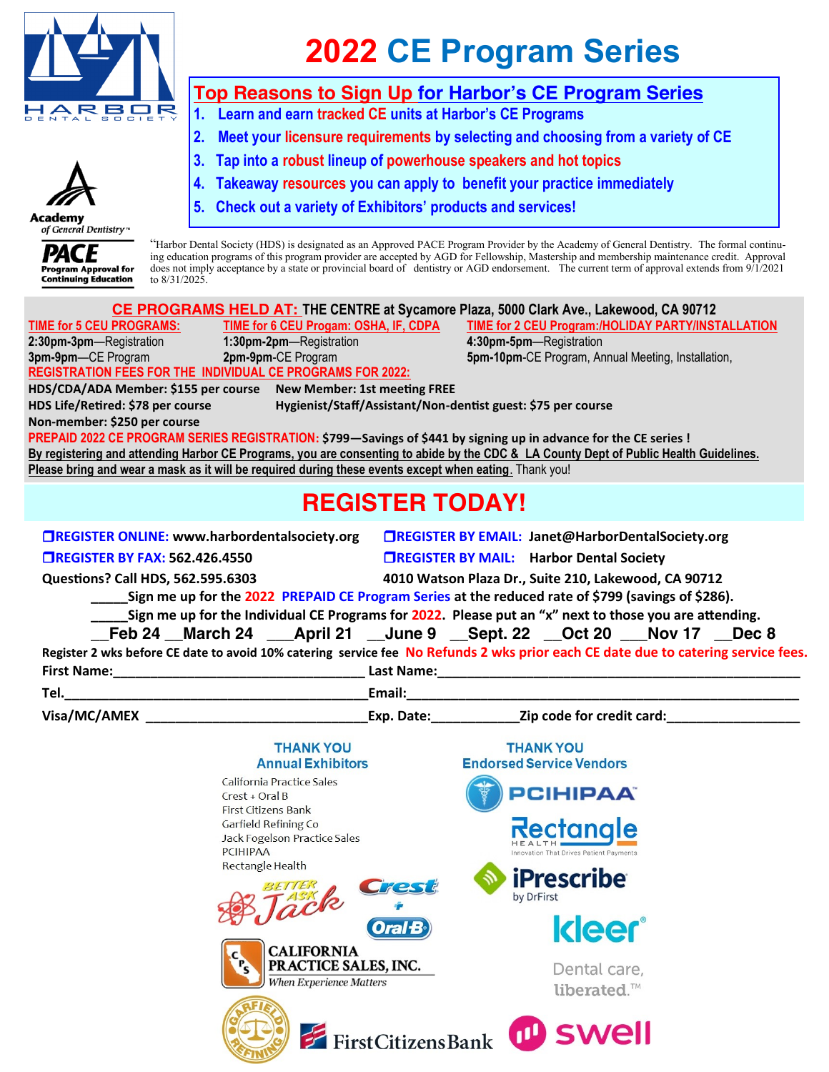HARBOR DENTAL SOCIETY

# 2022 CE Program Series

## Top Reasons to Sign Up for Harbor's CE Program Series

1. Learn and earn tracked CE units at Harbor's CE Programs
2. Meet your licensure requirements by selecting and choosing from a variety of CE
3. Tap into a robust lineup of powerhouse speakers and hot topics
4. Takeaway resources you can apply to benefit your practice immediately
5. Check out a variety of Exhibitors' products and services!

Academy of General Dentistry™

PACE Program Approval for Continuing Education

"Harbor Dental Society (HDS) is designated as an Approved PACE Program Provider by the Academy of General Dentistry. The formal continuing education programs of this program provider are accepted by AGD for Fellowship, Mastership and membership maintenance credit. Approval does not imply acceptance by a state or provincial board of dentistry or AGD endorsement. The current term of approval extends from 9/1/2021 to 8/31/2025.

**CE PROGRAMS HELD AT:** THE CENTRE at Sycamore Plaza, 5000 Clark Ave., Lakewood, CA 90712

**TIME for 5 CEU PROGRAMS:**
**2:30pm-3pm**—Registration
**3pm-9pm**—CE Program

**TIME for 6 CEU Progam: OSHA, IF, CDPA**
**1:30pm-2pm**—Registration
**2pm-9pm**-CE Program

**TIME for 2 CEU Program:/HOLIDAY PARTY/INSTALLATION**
**4:30pm-5pm**—Registration
**5pm-10pm**-CE Program, Annual Meeting, Installation,

**REGISTRATION FEES FOR THE INDIVIDUAL CE PROGRAMS FOR 2022:**

**HDS/CDA/ADA Member: $155 per course**
**HDS Life/Retired: $78 per course**
**Non-member: $250 per course**
**New Member: 1st meeting FREE**
**Hygienist/Staff/Assistant/Non-dentist guest: $75 per course**

**PREPAID 2022 CE PROGRAM SERIES REGISTRATION: $799—Savings of $441 by signing up in advance for the CE series !**

**By registering and attending Harbor CE Programs, you are consenting to abide by the CDC & LA County Dept of Public Health Guidelines. Please bring and wear a mask as it will be required during these events except when eating**. Thank you!

# REGISTER TODAY!

❒**REGISTER ONLINE:** www.harbordentalsociety.org

❒**REGISTER BY EMAIL:** Janet@HarborDentalSociety.org

❒**REGISTER BY FAX:** 562.426.4550

❒**REGISTER BY MAIL:** Harbor Dental Society, 4010 Watson Plaza Dr., Suite 210, Lakewood, CA 90712

**Questions? Call HDS, 562.595.6303**

_____Sign me up for the 2022 PREPAID CE Program Series at the reduced rate of $799 (savings of $286).

_____Sign me up for the Individual CE Programs for 2022. Please put an "x" next to those you are attending.

__Feb 24 __March 24 ___April 21 __June 9 __Sept. 22 __Oct 20 ___Nov 17 __Dec 8

Register 2 wks before CE date to avoid 10% catering service fee **No Refunds 2 wks prior each CE date due to catering service fees.**

First Name:_______________________ Last Name:_______________________

Tel._______________________ Email:_______________________

Visa/MC/AMEX _______________________ Exp. Date:___________ Zip code for credit card:_______________

**THANK YOU**
**Annual Exhibitors**

California Practice Sales
Crest + Oral B
First Citizens Bank
Garfield Refining Co
Jack Fogelson Practice Sales
PCIHIPAA
Rectangle Health

Better Ask Jack
Crest + Oral-B
California Practice Sales, Inc. When Experience Matters
Garfield Refining
First Citizens Bank

**THANK YOU**
**Endorsed Service Vendors**

PCIHIPAA
Rectangle Health — Innovation That Drives Patient Payments
iPrescribe by DrFirst
kleer® Dental care, liberated.™
swell